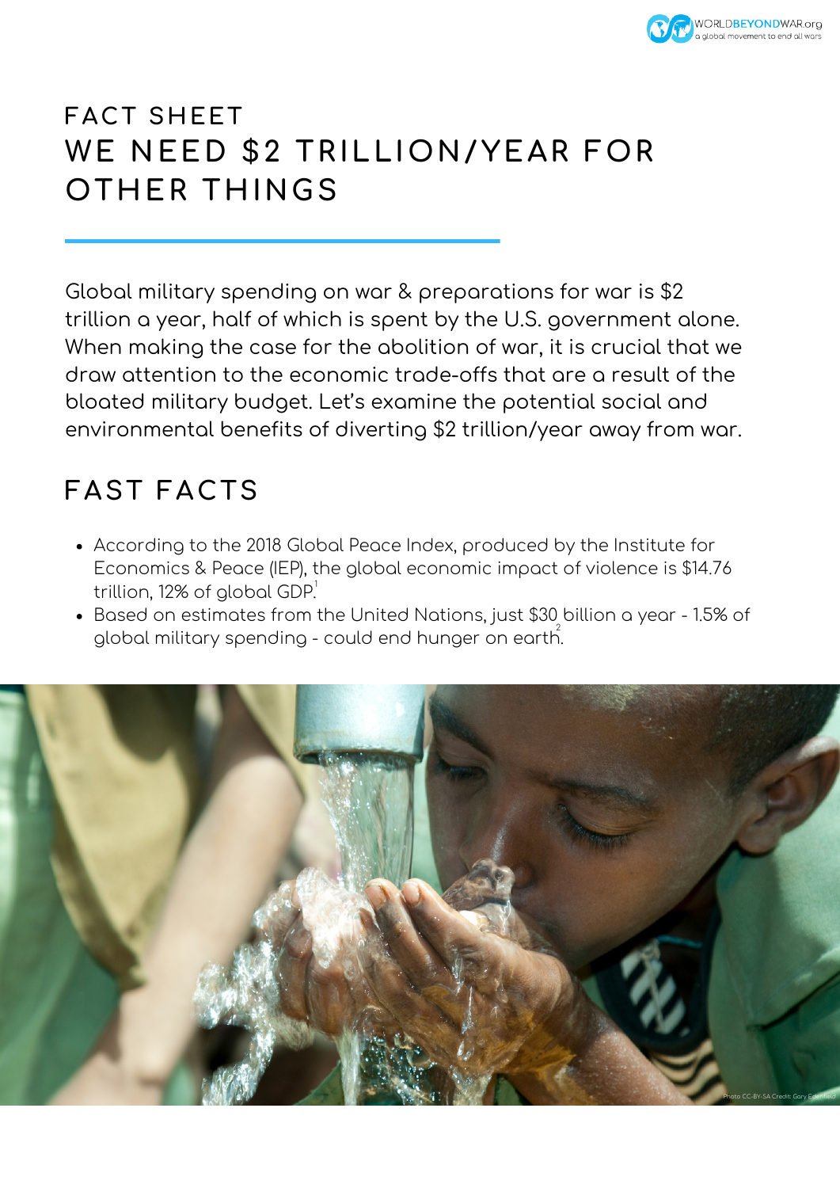# FACT SHEET
# WE NEED $2 TRILLION/YEAR FOR OTHER THINGS

Global military spending on war & preparations for war is $2 trillion a year, half of which is spent by the U.S. government alone. When making the case for the abolition of war, it is crucial that we draw attention to the economic trade-offs that are a result of the bloated military budget. Let's examine the potential social and environmental benefits of diverting $2 trillion/year away from war.

## FAST FACTS

- According to the 2018 Global Peace Index, produced by the Institute for Economics & Peace (IEP), the global economic impact of violence is $14.76 trillion, 12% of global GDP.[1]
- Based on estimates from the United Nations, just $30 billion a year - 1.5% of global military spending - could end hunger on earth.[2]

Photo CC-BY-SA Credit: Gary Edenfield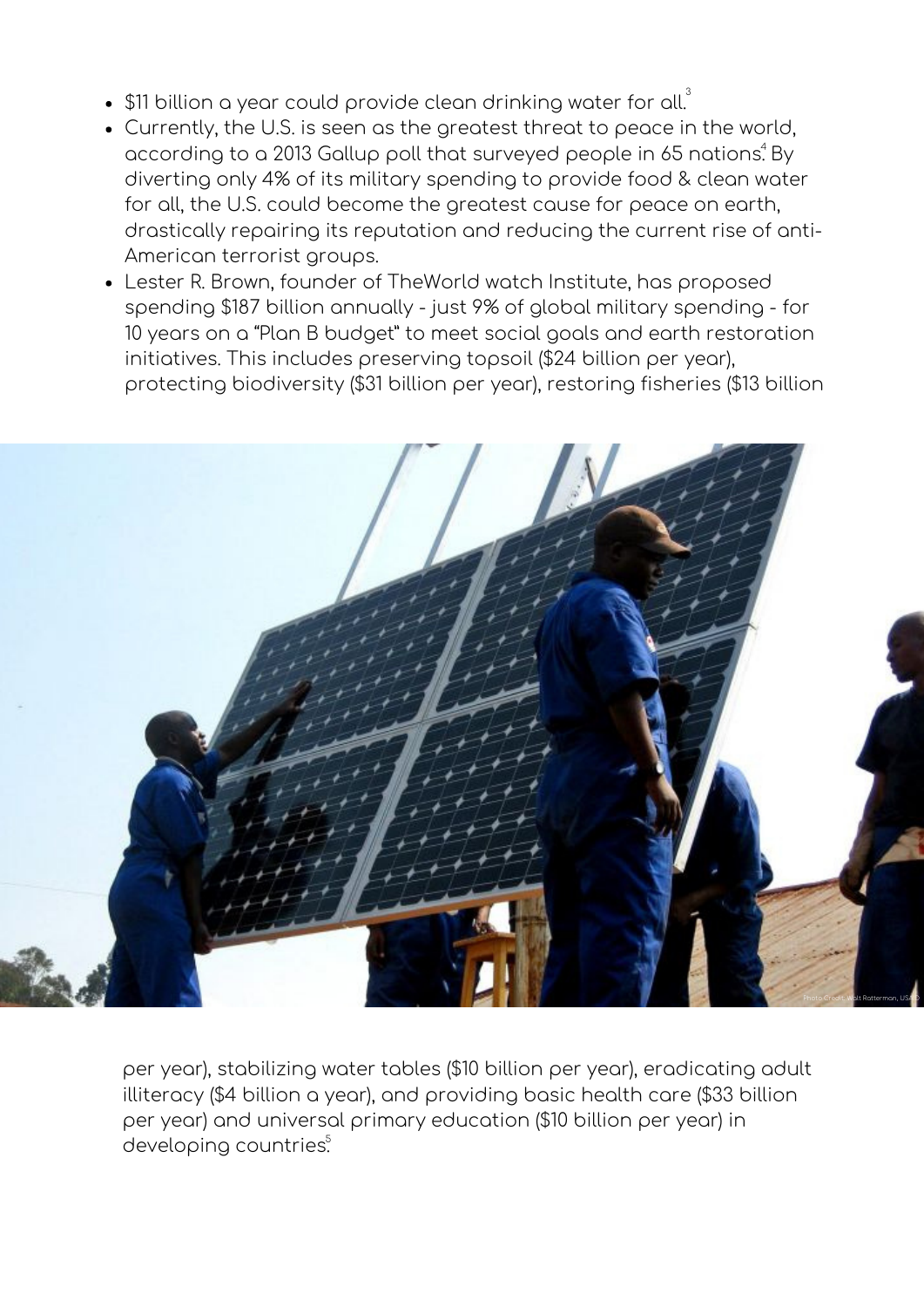- $11 billion a year could provide clean drinking water for all.[3]
- Currently, the U.S. is seen as the greatest threat to peace in the world, according to a 2013 Gallup poll that surveyed people in 65 nations.[4] By diverting only 4% of its military spending to provide food & clean water for all, the U.S. could become the greatest cause for peace on earth, drastically repairing its reputation and reducing the current rise of anti-American terrorist groups.
- Lester R. Brown, founder of TheWorld watch Institute, has proposed spending $187 billion annually - just 9% of global military spending - for 10 years on a "Plan B budget" to meet social goals and earth restoration initiatives. This includes preserving topsoil ($24 billion per year), protecting biodiversity ($31 billion per year), restoring fisheries ($13 billion per year), stabilizing water tables ($10 billion per year), eradicating adult illiteracy ($4 billion a year), and providing basic health care ($33 billion per year) and universal primary education ($10 billion per year) in developing countries.[5]

Photo Credit: Walt Ratterman, USAID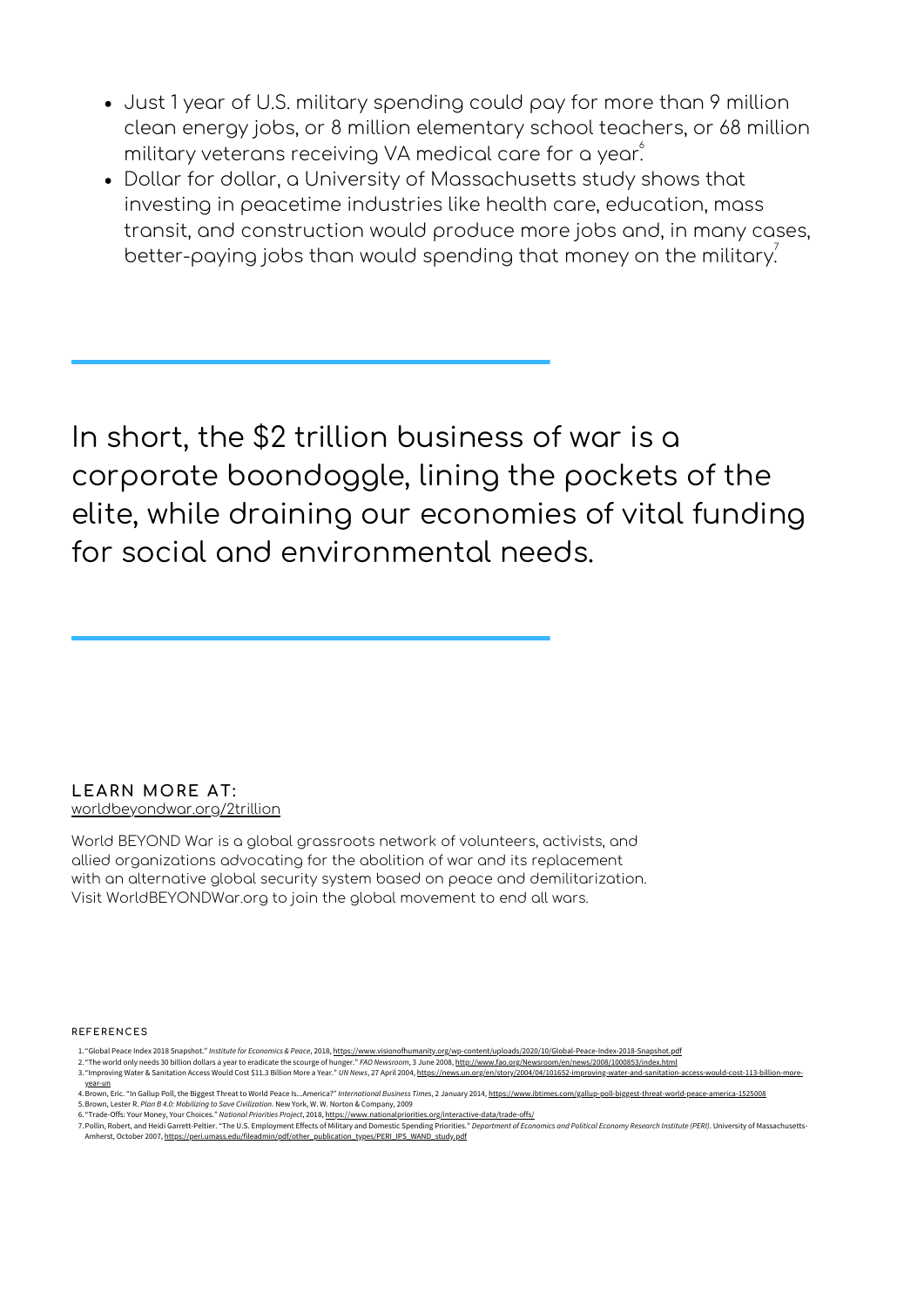- Just 1 year of U.S. military spending could pay for more than 9 million clean energy jobs, or 8 million elementary school teachers, or 68 million military veterans receiving VA medical care for a year.[6]
- Dollar for dollar, a University of Massachusetts study shows that investing in peacetime industries like health care, education, mass transit, and construction would produce more jobs and, in many cases, better-paying jobs than would spending that money on the military.[7]

---

## In short, the $2 trillion business of war is a corporate boondoggle, lining the pockets of the elite, while draining our economies of vital funding for social and environmental needs.

---

**LEARN MORE AT:**
worldbeyondwar.org/2trillion

World BEYOND War is a global grassroots network of volunteers, activists, and allied organizations advocating for the abolition of war and its replacement with an alternative global security system based on peace and demilitarization. Visit WorldBEYONDWar.org to join the global movement to end all wars.

**REFERENCES**

1. "Global Peace Index 2018 Snapshot." *Institute for Economics & Peace*, 2018, https://www.visionofhumanity.org/wp-content/uploads/2020/10/Global-Peace-Index-2018-Snapshot.pdf
2. "The world only needs 30 billion dollars a year to eradicate the scourge of hunger." *FAO Newsroom*, 3 June 2008, http://www.fao.org/Newsroom/en/news/2008/1000853/index.html
3. "Improving Water & Sanitation Access Would Cost $11.3 Billion More a Year." *UN News*, 27 April 2004, https://news.un.org/en/story/2004/04/101652-improving-water-and-sanitation-access-would-cost-113-billion-more-year-un
4. Brown, Eric. "In Gallup Poll, the Biggest Threat to World Peace Is...America?" *International Business Times*, 2 January 2014, https://www.ibtimes.com/gallup-poll-biggest-threat-world-peace-america-1525008
5. Brown, Lester R. *Plan B 4.0: Mobilizing to Save Civilization*. New York, W. W. Norton & Company, 2009
6. "Trade-Offs: Your Money, Your Choices." *National Priorities Project*, 2018, https://www.nationalpriorities.org/interactive-data/trade-offs/
7. Pollin, Robert, and Heidi Garrett-Peltier. "The U.S. Employment Effects of Military and Domestic Spending Priorities." *Department of Economics and Political Economy Research Institute (PERI)*. University of Massachusetts-Amherst, October 2007, https://peri.umass.edu/fileadmin/pdf/other_publication_types/PERI_IPS_WAND_study.pdf